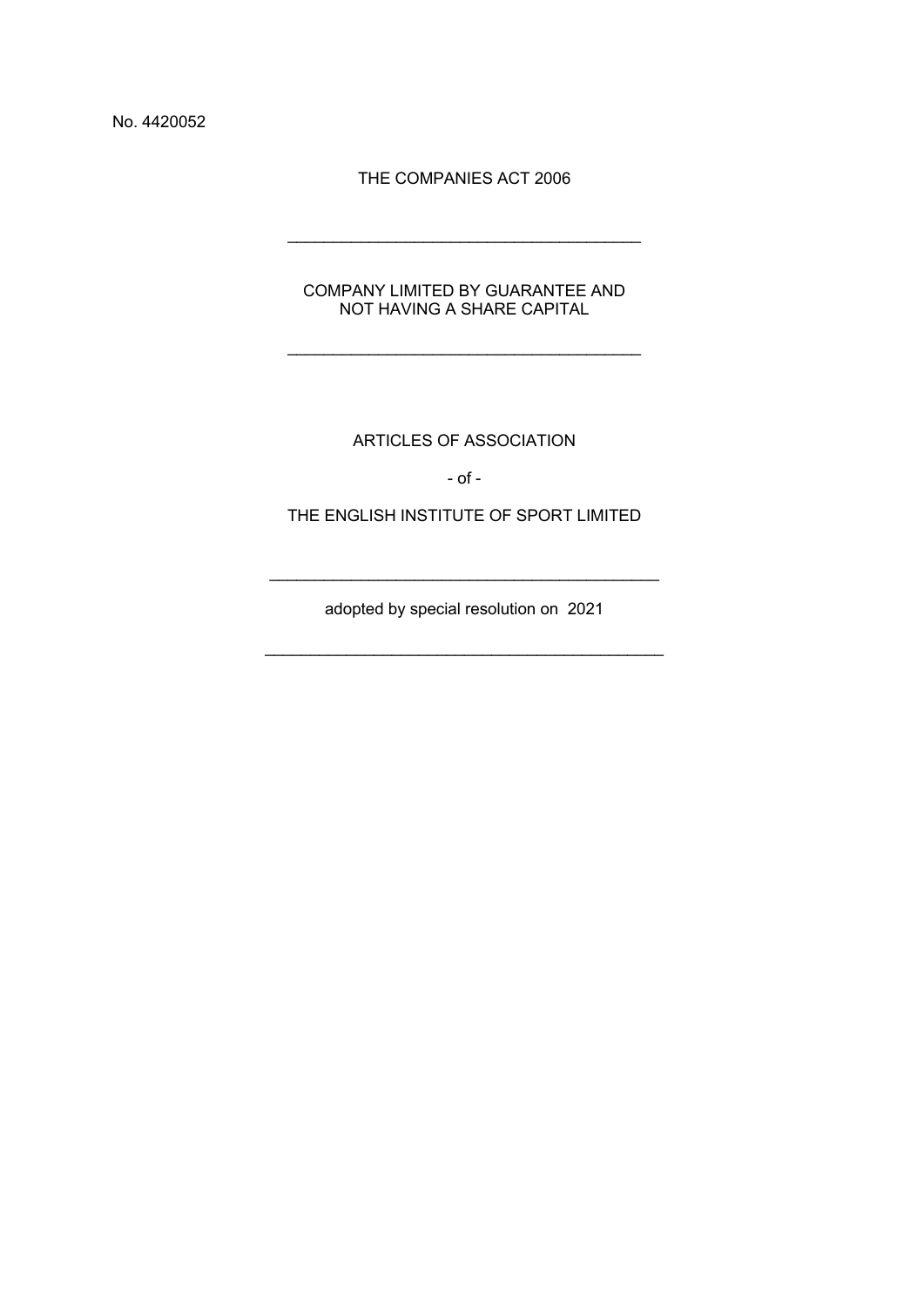No. 4420052

THE COMPANIES ACT 2006

---

COMPANY LIMITED BY GUARANTEE AND
NOT HAVING A SHARE CAPITAL

---

# ARTICLES OF ASSOCIATION

\- of -

# THE ENGLISH INSTITUTE OF SPORT LIMITED

---

adopted by special resolution on 2021

---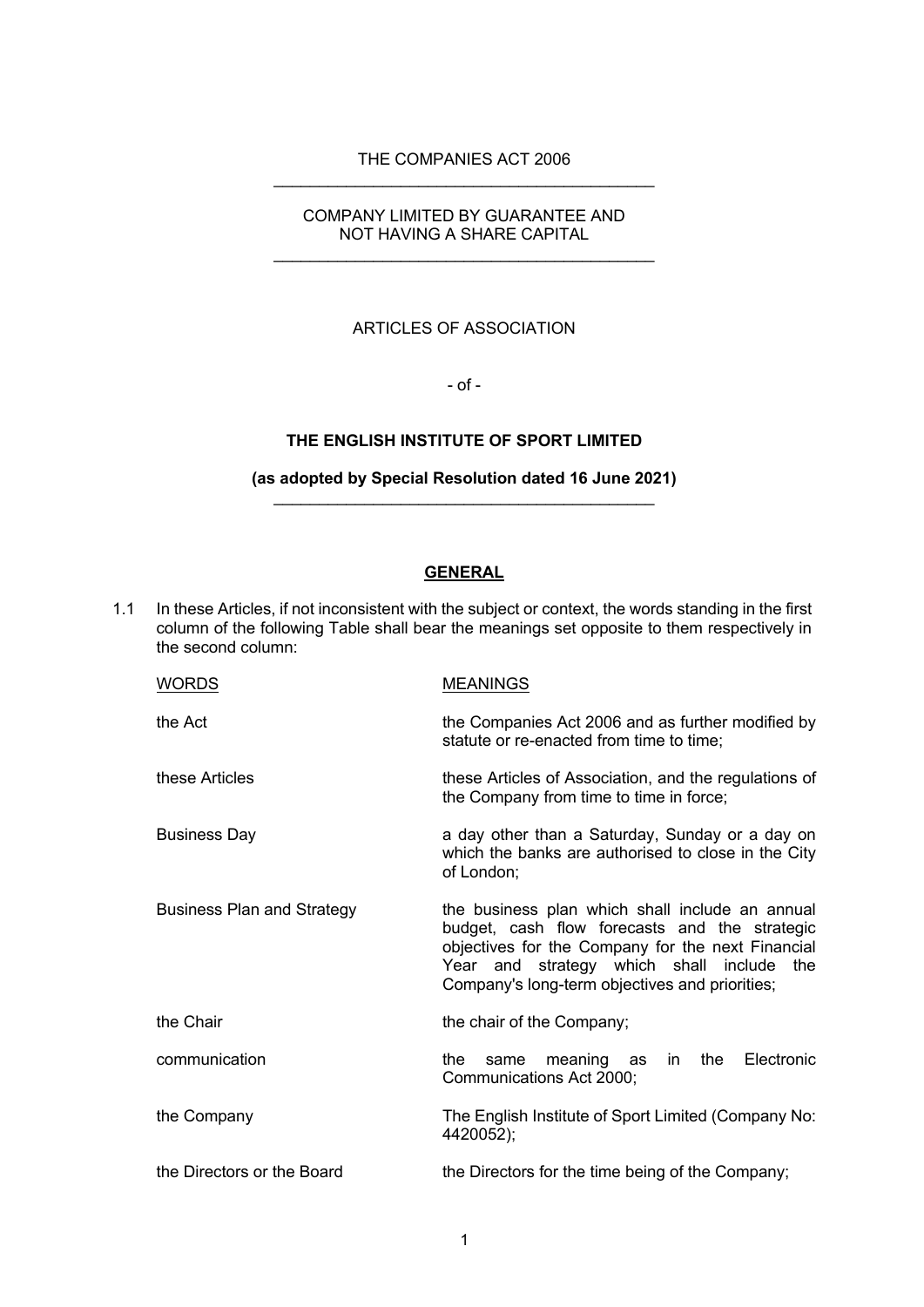THE COMPANIES ACT 2006

---

COMPANY LIMITED BY GUARANTEE AND
NOT HAVING A SHARE CAPITAL

---

ARTICLES OF ASSOCIATION

- of -

**THE ENGLISH INSTITUTE OF SPORT LIMITED**

**(as adopted by Special Resolution dated 16 June 2021)**

---

## GENERAL

1.1 In these Articles, if not inconsistent with the subject or context, the words standing in the first column of the following Table shall bear the meanings set opposite to them respectively in the second column:

| WORDS | MEANINGS |
|---|---|
| the Act | the Companies Act 2006 and as further modified by statute or re-enacted from time to time; |
| these Articles | these Articles of Association, and the regulations of the Company from time to time in force; |
| Business Day | a day other than a Saturday, Sunday or a day on which the banks are authorised to close in the City of London; |
| Business Plan and Strategy | the business plan which shall include an annual budget, cash flow forecasts and the strategic objectives for the Company for the next Financial Year and strategy which shall include the Company's long-term objectives and priorities; |
| the Chair | the chair of the Company; |
| communication | the same meaning as in the Electronic Communications Act 2000; |
| the Company | The English Institute of Sport Limited (Company No: 4420052); |
| the Directors or the Board | the Directors for the time being of the Company; |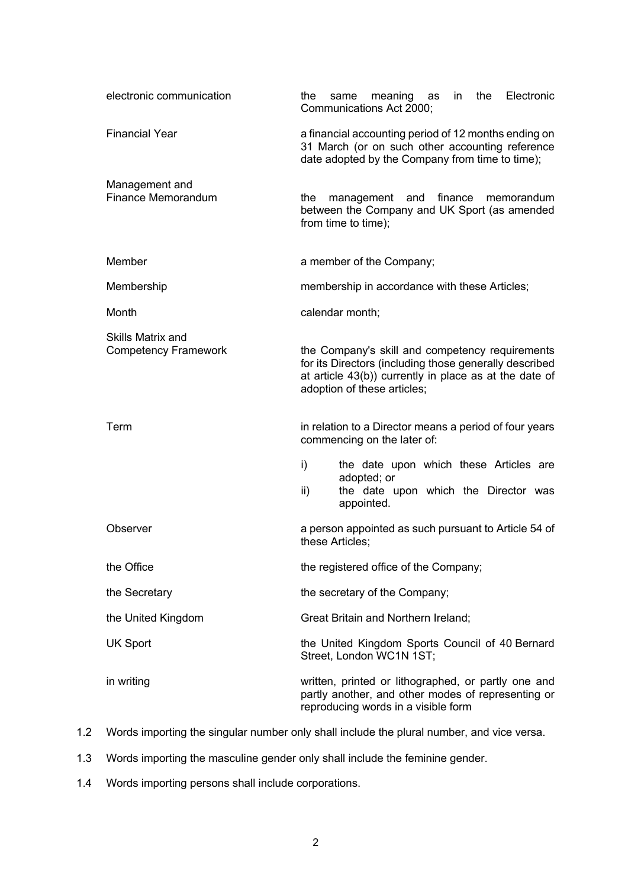| | |
|---|---|
| electronic communication | the same meaning as in the Electronic Communications Act 2000; |
| Financial Year | a financial accounting period of 12 months ending on 31 March (or on such other accounting reference date adopted by the Company from time to time); |
| Management and Finance Memorandum | the management and finance memorandum between the Company and UK Sport (as amended from time to time); |
| Member | a member of the Company; |
| Membership | membership in accordance with these Articles; |
| Month | calendar month; |
| Skills Matrix and Competency Framework | the Company's skill and competency requirements for its Directors (including those generally described at article 43(b)) currently in place as at the date of adoption of these articles; |
| Term | in relation to a Director means a period of four years commencing on the later of:<br>i) the date upon which these Articles are adopted; or<br>ii) the date upon which the Director was appointed. |
| Observer | a person appointed as such pursuant to Article 54 of these Articles; |
| the Office | the registered office of the Company; |
| the Secretary | the secretary of the Company; |
| the United Kingdom | Great Britain and Northern Ireland; |
| UK Sport | the United Kingdom Sports Council of 40 Bernard Street, London WC1N 1ST; |
| in writing | written, printed or lithographed, or partly one and partly another, and other modes of representing or reproducing words in a visible form |

1.2 Words importing the singular number only shall include the plural number, and vice versa.

1.3 Words importing the masculine gender only shall include the feminine gender.

1.4 Words importing persons shall include corporations.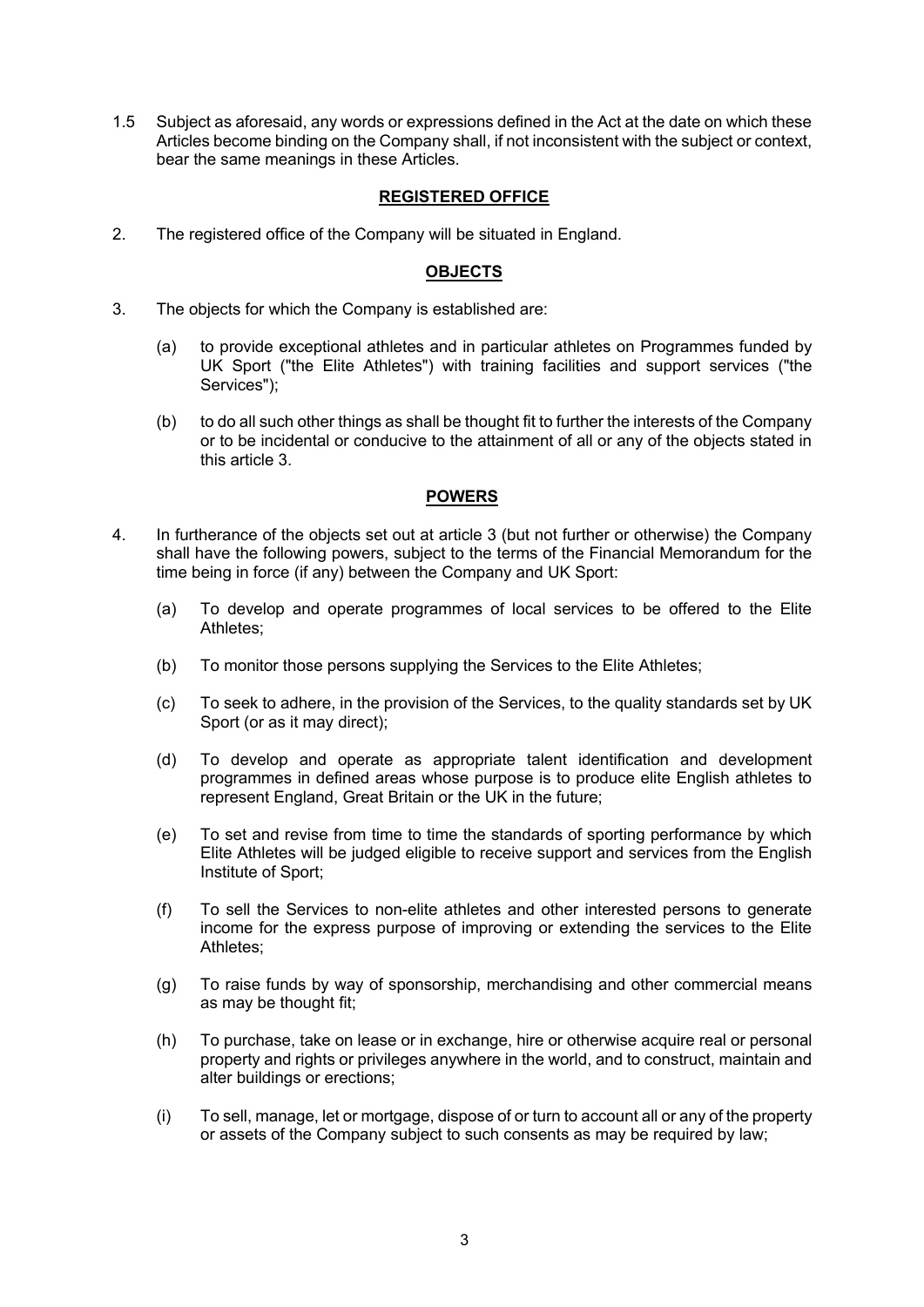1.5 Subject as aforesaid, any words or expressions defined in the Act at the date on which these Articles become binding on the Company shall, if not inconsistent with the subject or context, bear the same meanings in these Articles.

## REGISTERED OFFICE

2. The registered office of the Company will be situated in England.

## OBJECTS

3. The objects for which the Company is established are:

   (a) to provide exceptional athletes and in particular athletes on Programmes funded by UK Sport ("the Elite Athletes") with training facilities and support services ("the Services");

   (b) to do all such other things as shall be thought fit to further the interests of the Company or to be incidental or conducive to the attainment of all or any of the objects stated in this article 3.

## POWERS

4. In furtherance of the objects set out at article 3 (but not further or otherwise) the Company shall have the following powers, subject to the terms of the Financial Memorandum for the time being in force (if any) between the Company and UK Sport:

   (a) To develop and operate programmes of local services to be offered to the Elite Athletes;

   (b) To monitor those persons supplying the Services to the Elite Athletes;

   (c) To seek to adhere, in the provision of the Services, to the quality standards set by UK Sport (or as it may direct);

   (d) To develop and operate as appropriate talent identification and development programmes in defined areas whose purpose is to produce elite English athletes to represent England, Great Britain or the UK in the future;

   (e) To set and revise from time to time the standards of sporting performance by which Elite Athletes will be judged eligible to receive support and services from the English Institute of Sport;

   (f) To sell the Services to non-elite athletes and other interested persons to generate income for the express purpose of improving or extending the services to the Elite Athletes;

   (g) To raise funds by way of sponsorship, merchandising and other commercial means as may be thought fit;

   (h) To purchase, take on lease or in exchange, hire or otherwise acquire real or personal property and rights or privileges anywhere in the world, and to construct, maintain and alter buildings or erections;

   (i) To sell, manage, let or mortgage, dispose of or turn to account all or any of the property or assets of the Company subject to such consents as may be required by law;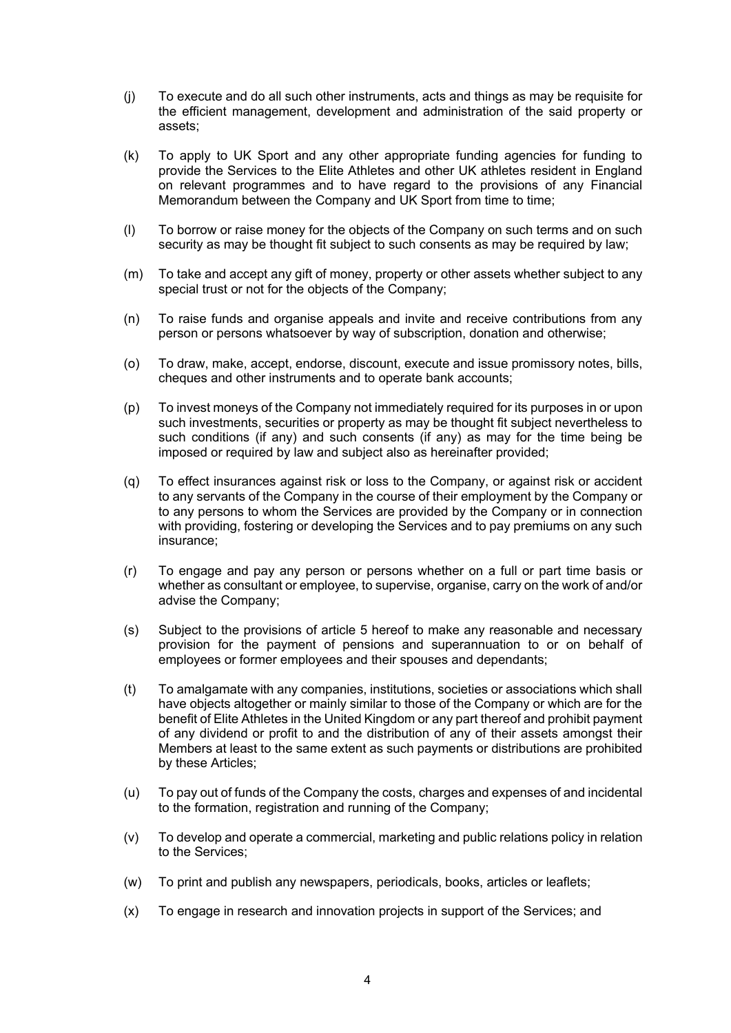(j) To execute and do all such other instruments, acts and things as may be requisite for the efficient management, development and administration of the said property or assets;

(k) To apply to UK Sport and any other appropriate funding agencies for funding to provide the Services to the Elite Athletes and other UK athletes resident in England on relevant programmes and to have regard to the provisions of any Financial Memorandum between the Company and UK Sport from time to time;

(l) To borrow or raise money for the objects of the Company on such terms and on such security as may be thought fit subject to such consents as may be required by law;

(m) To take and accept any gift of money, property or other assets whether subject to any special trust or not for the objects of the Company;

(n) To raise funds and organise appeals and invite and receive contributions from any person or persons whatsoever by way of subscription, donation and otherwise;

(o) To draw, make, accept, endorse, discount, execute and issue promissory notes, bills, cheques and other instruments and to operate bank accounts;

(p) To invest moneys of the Company not immediately required for its purposes in or upon such investments, securities or property as may be thought fit subject nevertheless to such conditions (if any) and such consents (if any) as may for the time being be imposed or required by law and subject also as hereinafter provided;

(q) To effect insurances against risk or loss to the Company, or against risk or accident to any servants of the Company in the course of their employment by the Company or to any persons to whom the Services are provided by the Company or in connection with providing, fostering or developing the Services and to pay premiums on any such insurance;

(r) To engage and pay any person or persons whether on a full or part time basis or whether as consultant or employee, to supervise, organise, carry on the work of and/or advise the Company;

(s) Subject to the provisions of article 5 hereof to make any reasonable and necessary provision for the payment of pensions and superannuation to or on behalf of employees or former employees and their spouses and dependants;

(t) To amalgamate with any companies, institutions, societies or associations which shall have objects altogether or mainly similar to those of the Company or which are for the benefit of Elite Athletes in the United Kingdom or any part thereof and prohibit payment of any dividend or profit to and the distribution of any of their assets amongst their Members at least to the same extent as such payments or distributions are prohibited by these Articles;

(u) To pay out of funds of the Company the costs, charges and expenses of and incidental to the formation, registration and running of the Company;

(v) To develop and operate a commercial, marketing and public relations policy in relation to the Services;

(w) To print and publish any newspapers, periodicals, books, articles or leaflets;

(x) To engage in research and innovation projects in support of the Services; and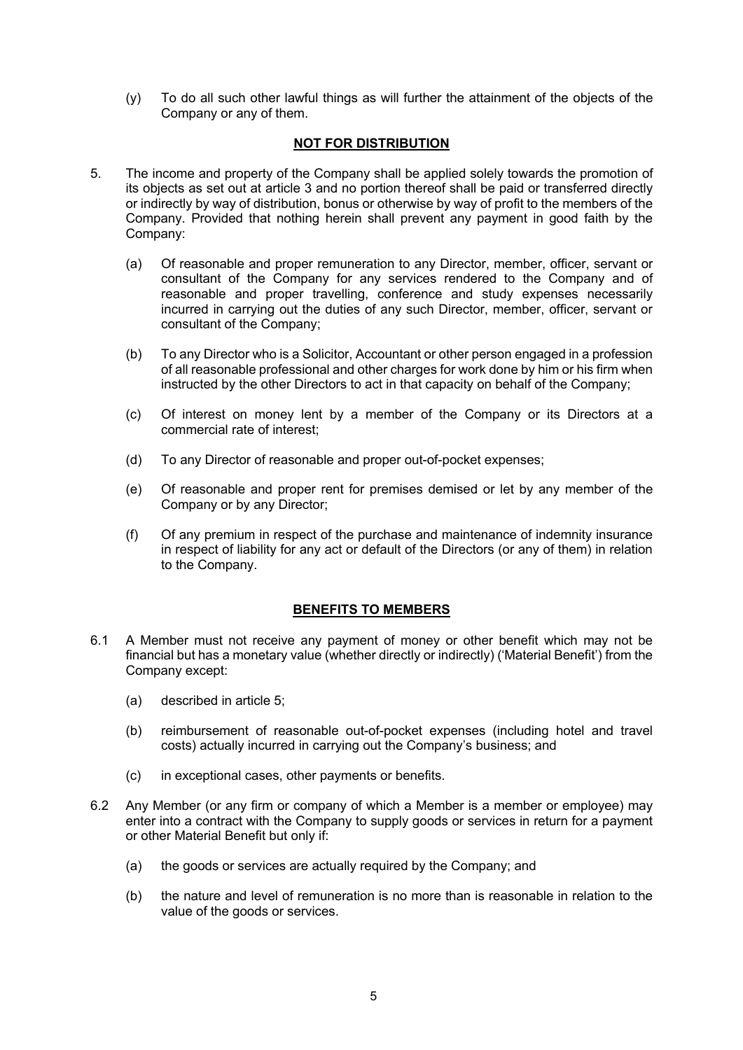(y) To do all such other lawful things as will further the attainment of the objects of the Company or any of them.

## NOT FOR DISTRIBUTION

5. The income and property of the Company shall be applied solely towards the promotion of its objects as set out at article 3 and no portion thereof shall be paid or transferred directly or indirectly by way of distribution, bonus or otherwise by way of profit to the members of the Company. Provided that nothing herein shall prevent any payment in good faith by the Company:

   (a) Of reasonable and proper remuneration to any Director, member, officer, servant or consultant of the Company for any services rendered to the Company and of reasonable and proper travelling, conference and study expenses necessarily incurred in carrying out the duties of any such Director, member, officer, servant or consultant of the Company;

   (b) To any Director who is a Solicitor, Accountant or other person engaged in a profession of all reasonable professional and other charges for work done by him or his firm when instructed by the other Directors to act in that capacity on behalf of the Company;

   (c) Of interest on money lent by a member of the Company or its Directors at a commercial rate of interest;

   (d) To any Director of reasonable and proper out-of-pocket expenses;

   (e) Of reasonable and proper rent for premises demised or let by any member of the Company or by any Director;

   (f) Of any premium in respect of the purchase and maintenance of indemnity insurance in respect of liability for any act or default of the Directors (or any of them) in relation to the Company.

## BENEFITS TO MEMBERS

6.1 A Member must not receive any payment of money or other benefit which may not be financial but has a monetary value (whether directly or indirectly) ('Material Benefit') from the Company except:

   (a) described in article 5;

   (b) reimbursement of reasonable out-of-pocket expenses (including hotel and travel costs) actually incurred in carrying out the Company's business; and

   (c) in exceptional cases, other payments or benefits.

6.2 Any Member (or any firm or company of which a Member is a member or employee) may enter into a contract with the Company to supply goods or services in return for a payment or other Material Benefit but only if:

   (a) the goods or services are actually required by the Company; and

   (b) the nature and level of remuneration is no more than is reasonable in relation to the value of the goods or services.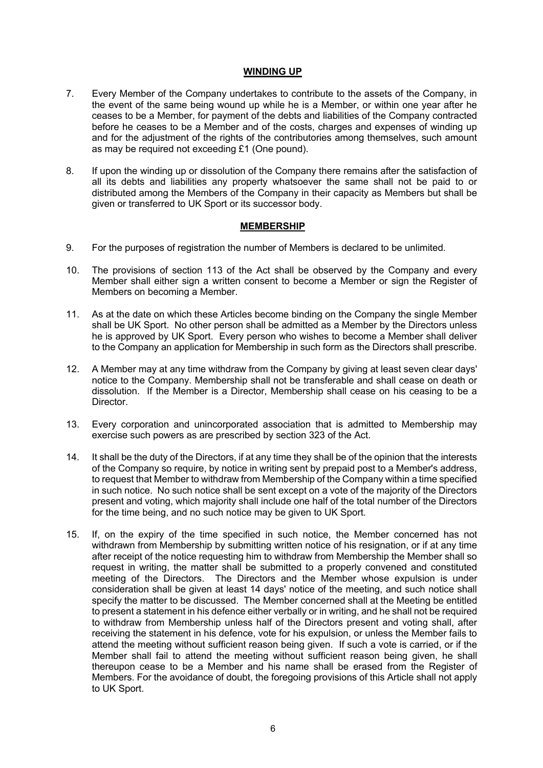## WINDING UP

7. Every Member of the Company undertakes to contribute to the assets of the Company, in the event of the same being wound up while he is a Member, or within one year after he ceases to be a Member, for payment of the debts and liabilities of the Company contracted before he ceases to be a Member and of the costs, charges and expenses of winding up and for the adjustment of the rights of the contributories among themselves, such amount as may be required not exceeding £1 (One pound).

8. If upon the winding up or dissolution of the Company there remains after the satisfaction of all its debts and liabilities any property whatsoever the same shall not be paid to or distributed among the Members of the Company in their capacity as Members but shall be given or transferred to UK Sport or its successor body.

## MEMBERSHIP

9. For the purposes of registration the number of Members is declared to be unlimited.

10. The provisions of section 113 of the Act shall be observed by the Company and every Member shall either sign a written consent to become a Member or sign the Register of Members on becoming a Member.

11. As at the date on which these Articles become binding on the Company the single Member shall be UK Sport. No other person shall be admitted as a Member by the Directors unless he is approved by UK Sport. Every person who wishes to become a Member shall deliver to the Company an application for Membership in such form as the Directors shall prescribe.

12. A Member may at any time withdraw from the Company by giving at least seven clear days' notice to the Company. Membership shall not be transferable and shall cease on death or dissolution. If the Member is a Director, Membership shall cease on his ceasing to be a Director.

13. Every corporation and unincorporated association that is admitted to Membership may exercise such powers as are prescribed by section 323 of the Act.

14. It shall be the duty of the Directors, if at any time they shall be of the opinion that the interests of the Company so require, by notice in writing sent by prepaid post to a Member's address, to request that Member to withdraw from Membership of the Company within a time specified in such notice. No such notice shall be sent except on a vote of the majority of the Directors present and voting, which majority shall include one half of the total number of the Directors for the time being, and no such notice may be given to UK Sport.

15. If, on the expiry of the time specified in such notice, the Member concerned has not withdrawn from Membership by submitting written notice of his resignation, or if at any time after receipt of the notice requesting him to withdraw from Membership the Member shall so request in writing, the matter shall be submitted to a properly convened and constituted meeting of the Directors. The Directors and the Member whose expulsion is under consideration shall be given at least 14 days' notice of the meeting, and such notice shall specify the matter to be discussed. The Member concerned shall at the Meeting be entitled to present a statement in his defence either verbally or in writing, and he shall not be required to withdraw from Membership unless half of the Directors present and voting shall, after receiving the statement in his defence, vote for his expulsion, or unless the Member fails to attend the meeting without sufficient reason being given. If such a vote is carried, or if the Member shall fail to attend the meeting without sufficient reason being given, he shall thereupon cease to be a Member and his name shall be erased from the Register of Members. For the avoidance of doubt, the foregoing provisions of this Article shall not apply to UK Sport.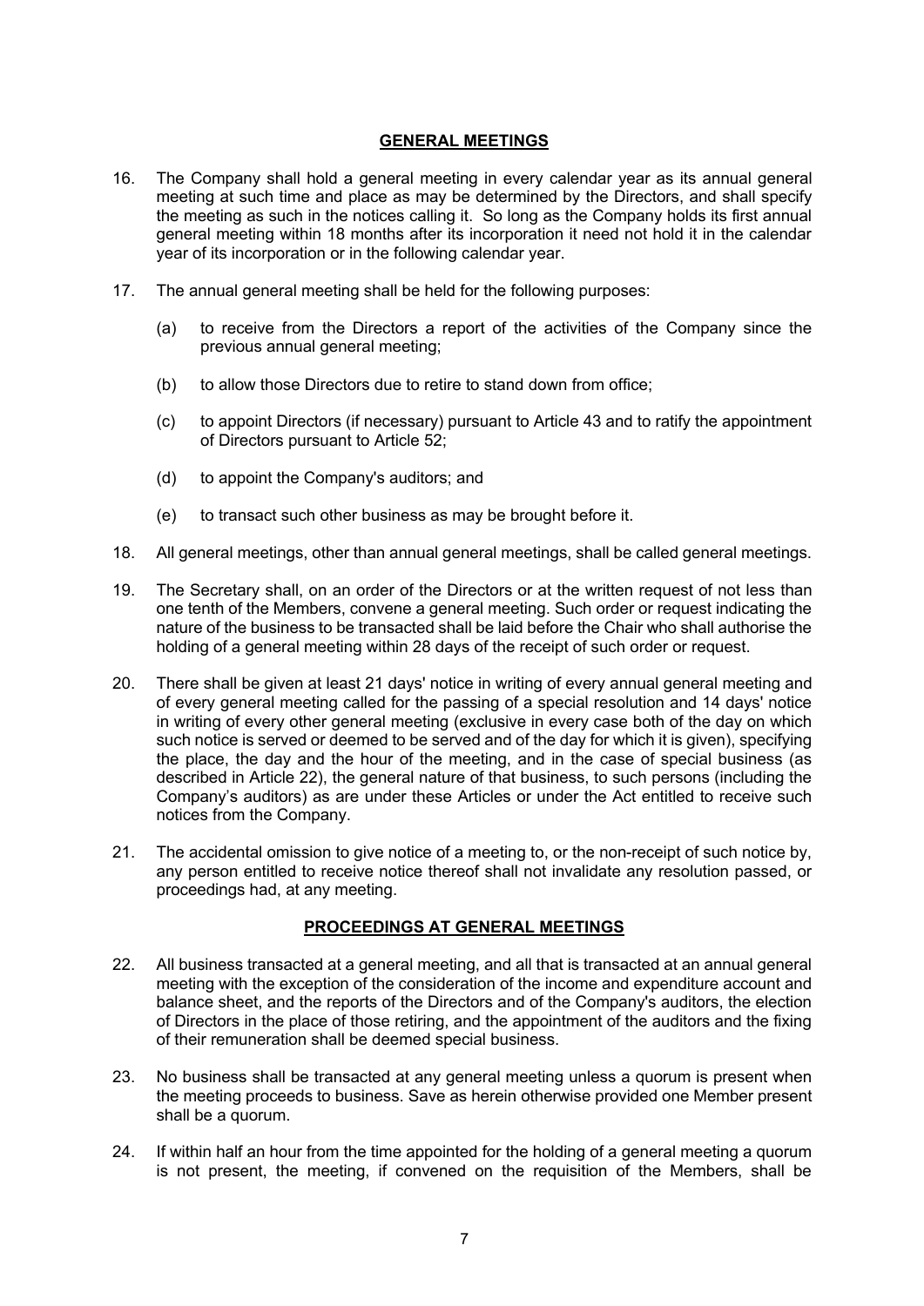## GENERAL MEETINGS

16. The Company shall hold a general meeting in every calendar year as its annual general meeting at such time and place as may be determined by the Directors, and shall specify the meeting as such in the notices calling it. So long as the Company holds its first annual general meeting within 18 months after its incorporation it need not hold it in the calendar year of its incorporation or in the following calendar year.

17. The annual general meeting shall be held for the following purposes:

    (a) to receive from the Directors a report of the activities of the Company since the previous annual general meeting;

    (b) to allow those Directors due to retire to stand down from office;

    (c) to appoint Directors (if necessary) pursuant to Article 43 and to ratify the appointment of Directors pursuant to Article 52;

    (d) to appoint the Company's auditors; and

    (e) to transact such other business as may be brought before it.

18. All general meetings, other than annual general meetings, shall be called general meetings.

19. The Secretary shall, on an order of the Directors or at the written request of not less than one tenth of the Members, convene a general meeting. Such order or request indicating the nature of the business to be transacted shall be laid before the Chair who shall authorise the holding of a general meeting within 28 days of the receipt of such order or request.

20. There shall be given at least 21 days' notice in writing of every annual general meeting and of every general meeting called for the passing of a special resolution and 14 days' notice in writing of every other general meeting (exclusive in every case both of the day on which such notice is served or deemed to be served and of the day for which it is given), specifying the place, the day and the hour of the meeting, and in the case of special business (as described in Article 22), the general nature of that business, to such persons (including the Company's auditors) as are under these Articles or under the Act entitled to receive such notices from the Company.

21. The accidental omission to give notice of a meeting to, or the non-receipt of such notice by, any person entitled to receive notice thereof shall not invalidate any resolution passed, or proceedings had, at any meeting.

## PROCEEDINGS AT GENERAL MEETINGS

22. All business transacted at a general meeting, and all that is transacted at an annual general meeting with the exception of the consideration of the income and expenditure account and balance sheet, and the reports of the Directors and of the Company's auditors, the election of Directors in the place of those retiring, and the appointment of the auditors and the fixing of their remuneration shall be deemed special business.

23. No business shall be transacted at any general meeting unless a quorum is present when the meeting proceeds to business. Save as herein otherwise provided one Member present shall be a quorum.

24. If within half an hour from the time appointed for the holding of a general meeting a quorum is not present, the meeting, if convened on the requisition of the Members, shall be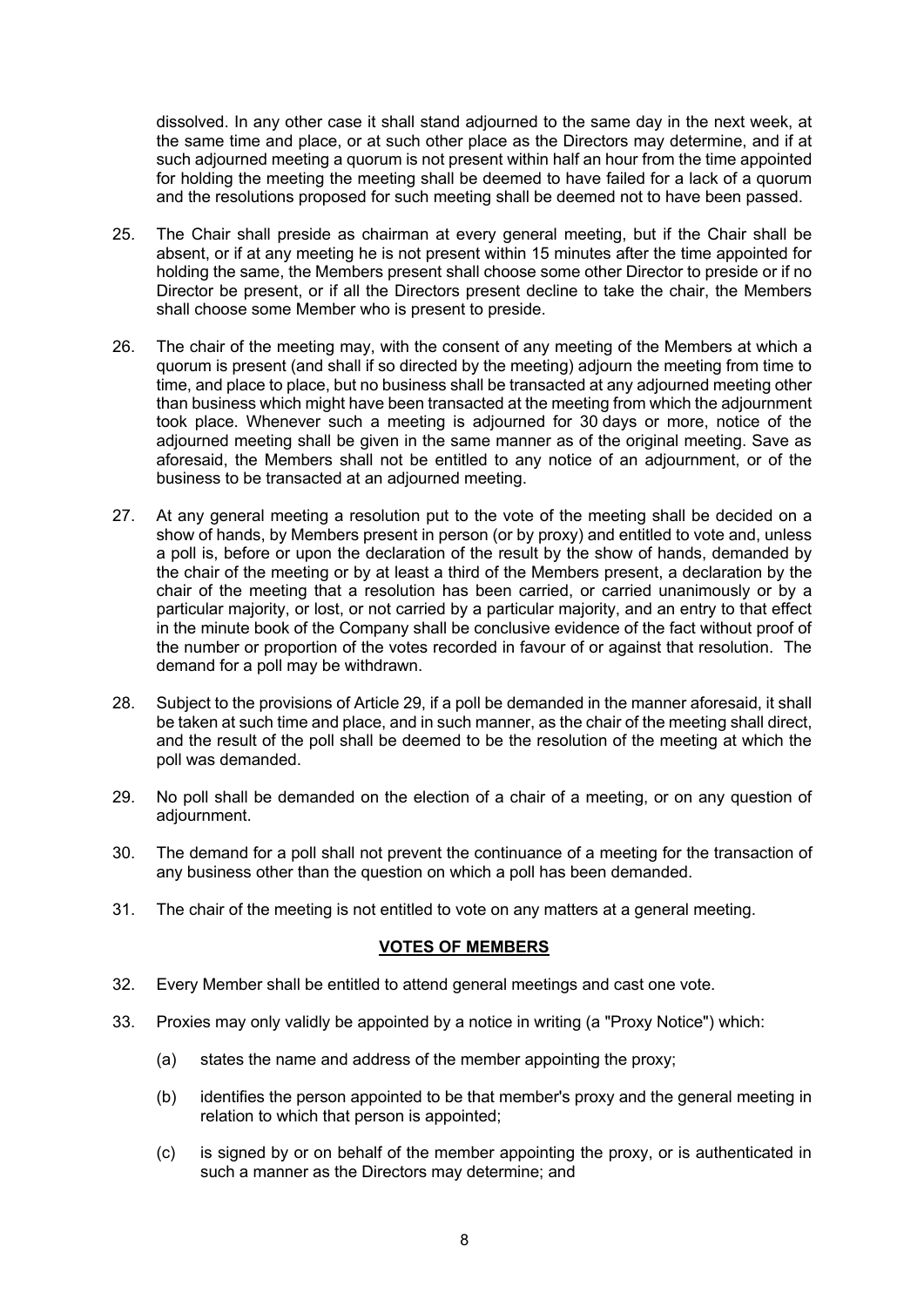dissolved. In any other case it shall stand adjourned to the same day in the next week, at the same time and place, or at such other place as the Directors may determine, and if at such adjourned meeting a quorum is not present within half an hour from the time appointed for holding the meeting the meeting shall be deemed to have failed for a lack of a quorum and the resolutions proposed for such meeting shall be deemed not to have been passed.

25. The Chair shall preside as chairman at every general meeting, but if the Chair shall be absent, or if at any meeting he is not present within 15 minutes after the time appointed for holding the same, the Members present shall choose some other Director to preside or if no Director be present, or if all the Directors present decline to take the chair, the Members shall choose some Member who is present to preside.

26. The chair of the meeting may, with the consent of any meeting of the Members at which a quorum is present (and shall if so directed by the meeting) adjourn the meeting from time to time, and place to place, but no business shall be transacted at any adjourned meeting other than business which might have been transacted at the meeting from which the adjournment took place. Whenever such a meeting is adjourned for 30 days or more, notice of the adjourned meeting shall be given in the same manner as of the original meeting. Save as aforesaid, the Members shall not be entitled to any notice of an adjournment, or of the business to be transacted at an adjourned meeting.

27. At any general meeting a resolution put to the vote of the meeting shall be decided on a show of hands, by Members present in person (or by proxy) and entitled to vote and, unless a poll is, before or upon the declaration of the result by the show of hands, demanded by the chair of the meeting or by at least a third of the Members present, a declaration by the chair of the meeting that a resolution has been carried, or carried unanimously or by a particular majority, or lost, or not carried by a particular majority, and an entry to that effect in the minute book of the Company shall be conclusive evidence of the fact without proof of the number or proportion of the votes recorded in favour of or against that resolution. The demand for a poll may be withdrawn.

28. Subject to the provisions of Article 29, if a poll be demanded in the manner aforesaid, it shall be taken at such time and place, and in such manner, as the chair of the meeting shall direct, and the result of the poll shall be deemed to be the resolution of the meeting at which the poll was demanded.

29. No poll shall be demanded on the election of a chair of a meeting, or on any question of adjournment.

30. The demand for a poll shall not prevent the continuance of a meeting for the transaction of any business other than the question on which a poll has been demanded.

31. The chair of the meeting is not entitled to vote on any matters at a general meeting.

## VOTES OF MEMBERS

32. Every Member shall be entitled to attend general meetings and cast one vote.

33. Proxies may only validly be appointed by a notice in writing (a "Proxy Notice") which:

    (a) states the name and address of the member appointing the proxy;

    (b) identifies the person appointed to be that member's proxy and the general meeting in relation to which that person is appointed;

    (c) is signed by or on behalf of the member appointing the proxy, or is authenticated in such a manner as the Directors may determine; and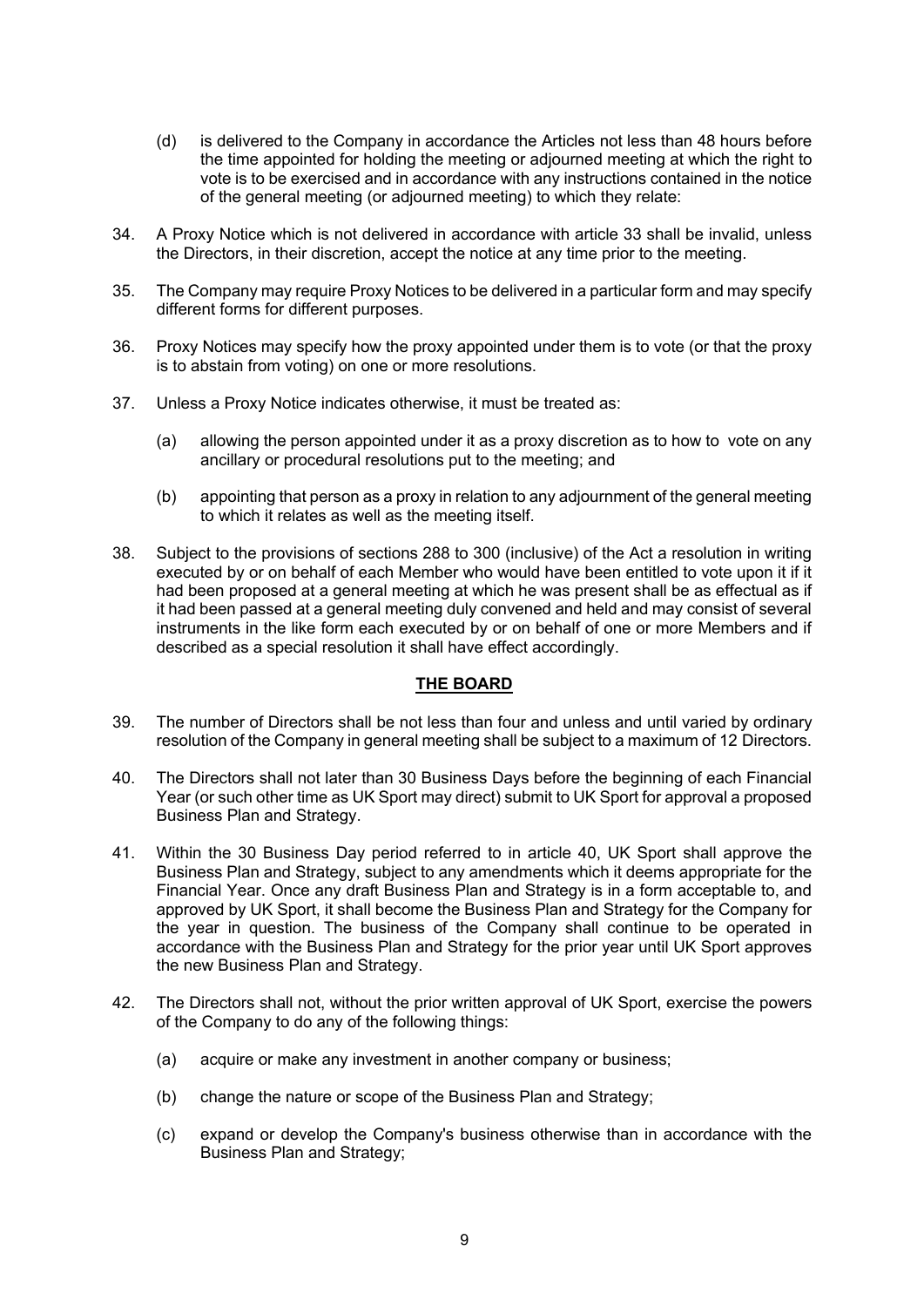(d) is delivered to the Company in accordance the Articles not less than 48 hours before the time appointed for holding the meeting or adjourned meeting at which the right to vote is to be exercised and in accordance with any instructions contained in the notice of the general meeting (or adjourned meeting) to which they relate:

34. A Proxy Notice which is not delivered in accordance with article 33 shall be invalid, unless the Directors, in their discretion, accept the notice at any time prior to the meeting.

35. The Company may require Proxy Notices to be delivered in a particular form and may specify different forms for different purposes.

36. Proxy Notices may specify how the proxy appointed under them is to vote (or that the proxy is to abstain from voting) on one or more resolutions.

37. Unless a Proxy Notice indicates otherwise, it must be treated as:

    (a) allowing the person appointed under it as a proxy discretion as to how to vote on any ancillary or procedural resolutions put to the meeting; and

    (b) appointing that person as a proxy in relation to any adjournment of the general meeting to which it relates as well as the meeting itself.

38. Subject to the provisions of sections 288 to 300 (inclusive) of the Act a resolution in writing executed by or on behalf of each Member who would have been entitled to vote upon it if it had been proposed at a general meeting at which he was present shall be as effectual as if it had been passed at a general meeting duly convened and held and may consist of several instruments in the like form each executed by or on behalf of one or more Members and if described as a special resolution it shall have effect accordingly.

## THE BOARD

39. The number of Directors shall be not less than four and unless and until varied by ordinary resolution of the Company in general meeting shall be subject to a maximum of 12 Directors.

40. The Directors shall not later than 30 Business Days before the beginning of each Financial Year (or such other time as UK Sport may direct) submit to UK Sport for approval a proposed Business Plan and Strategy.

41. Within the 30 Business Day period referred to in article 40, UK Sport shall approve the Business Plan and Strategy, subject to any amendments which it deems appropriate for the Financial Year. Once any draft Business Plan and Strategy is in a form acceptable to, and approved by UK Sport, it shall become the Business Plan and Strategy for the Company for the year in question. The business of the Company shall continue to be operated in accordance with the Business Plan and Strategy for the prior year until UK Sport approves the new Business Plan and Strategy.

42. The Directors shall not, without the prior written approval of UK Sport, exercise the powers of the Company to do any of the following things:

    (a) acquire or make any investment in another company or business;

    (b) change the nature or scope of the Business Plan and Strategy;

    (c) expand or develop the Company's business otherwise than in accordance with the Business Plan and Strategy;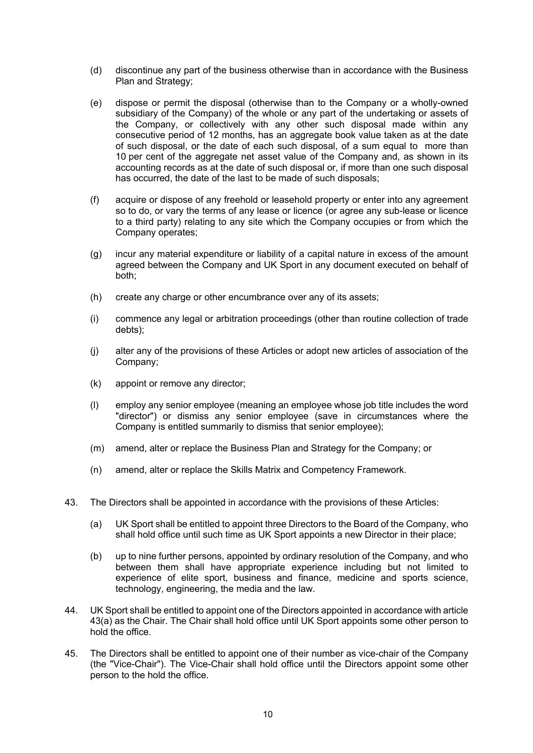(d) discontinue any part of the business otherwise than in accordance with the Business Plan and Strategy;

(e) dispose or permit the disposal (otherwise than to the Company or a wholly-owned subsidiary of the Company) of the whole or any part of the undertaking or assets of the Company, or collectively with any other such disposal made within any consecutive period of 12 months, has an aggregate book value taken as at the date of such disposal, or the date of each such disposal, of a sum equal to more than 10 per cent of the aggregate net asset value of the Company and, as shown in its accounting records as at the date of such disposal or, if more than one such disposal has occurred, the date of the last to be made of such disposals;

(f) acquire or dispose of any freehold or leasehold property or enter into any agreement so to do, or vary the terms of any lease or licence (or agree any sub-lease or licence to a third party) relating to any site which the Company occupies or from which the Company operates;

(g) incur any material expenditure or liability of a capital nature in excess of the amount agreed between the Company and UK Sport in any document executed on behalf of both;

(h) create any charge or other encumbrance over any of its assets;

(i) commence any legal or arbitration proceedings (other than routine collection of trade debts);

(j) alter any of the provisions of these Articles or adopt new articles of association of the Company;

(k) appoint or remove any director;

(l) employ any senior employee (meaning an employee whose job title includes the word "director") or dismiss any senior employee (save in circumstances where the Company is entitled summarily to dismiss that senior employee);

(m) amend, alter or replace the Business Plan and Strategy for the Company; or

(n) amend, alter or replace the Skills Matrix and Competency Framework.

43. The Directors shall be appointed in accordance with the provisions of these Articles:

(a) UK Sport shall be entitled to appoint three Directors to the Board of the Company, who shall hold office until such time as UK Sport appoints a new Director in their place;

(b) up to nine further persons, appointed by ordinary resolution of the Company, and who between them shall have appropriate experience including but not limited to experience of elite sport, business and finance, medicine and sports science, technology, engineering, the media and the law.

44. UK Sport shall be entitled to appoint one of the Directors appointed in accordance with article 43(a) as the Chair. The Chair shall hold office until UK Sport appoints some other person to hold the office.

45. The Directors shall be entitled to appoint one of their number as vice-chair of the Company (the "Vice-Chair"). The Vice-Chair shall hold office until the Directors appoint some other person to the hold the office.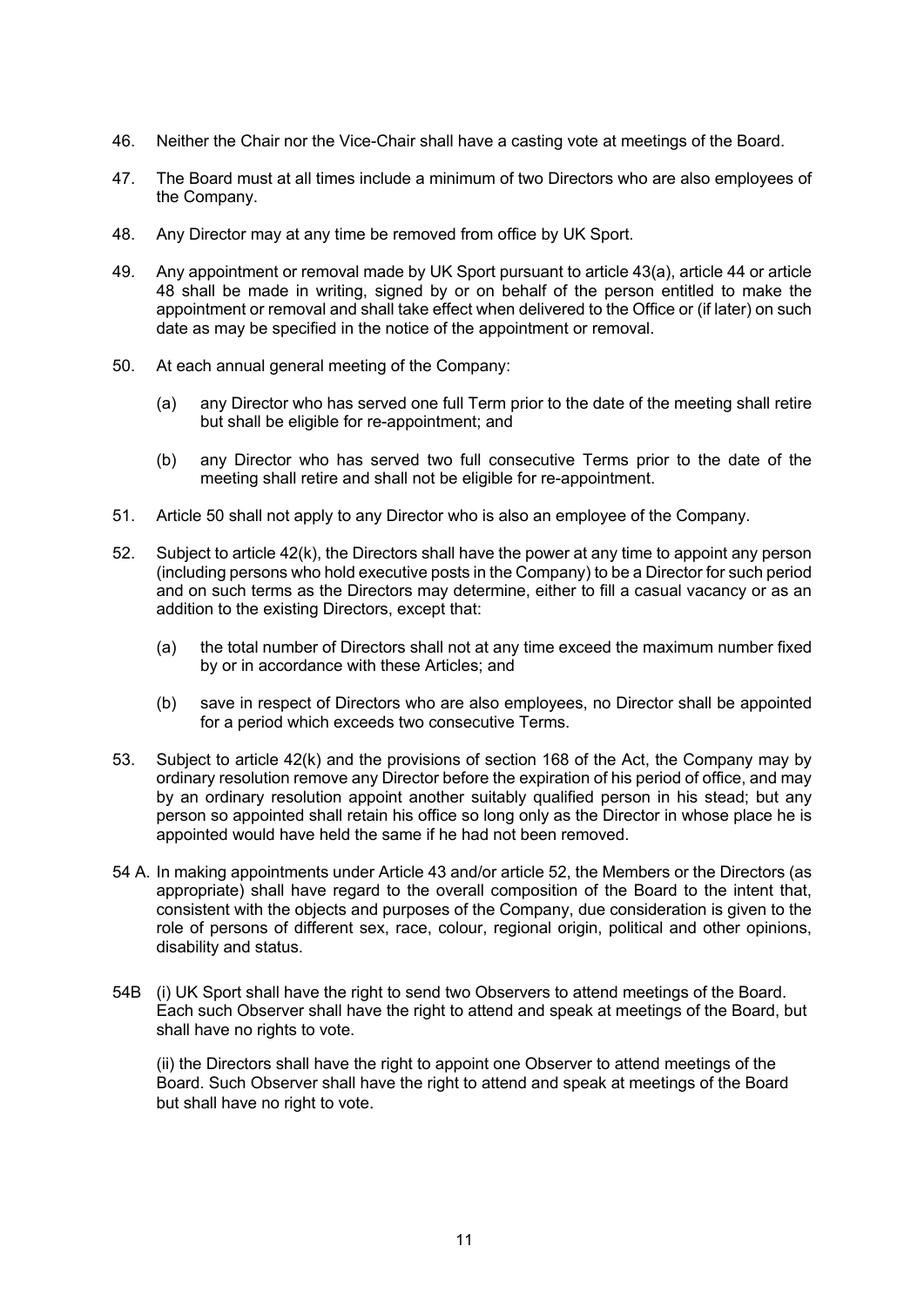46. Neither the Chair nor the Vice-Chair shall have a casting vote at meetings of the Board.

47. The Board must at all times include a minimum of two Directors who are also employees of the Company.

48. Any Director may at any time be removed from office by UK Sport.

49. Any appointment or removal made by UK Sport pursuant to article 43(a), article 44 or article 48 shall be made in writing, signed by or on behalf of the person entitled to make the appointment or removal and shall take effect when delivered to the Office or (if later) on such date as may be specified in the notice of the appointment or removal.

50. At each annual general meeting of the Company:

    (a) any Director who has served one full Term prior to the date of the meeting shall retire but shall be eligible for re-appointment; and

    (b) any Director who has served two full consecutive Terms prior to the date of the meeting shall retire and shall not be eligible for re-appointment.

51. Article 50 shall not apply to any Director who is also an employee of the Company.

52. Subject to article 42(k), the Directors shall have the power at any time to appoint any person (including persons who hold executive posts in the Company) to be a Director for such period and on such terms as the Directors may determine, either to fill a casual vacancy or as an addition to the existing Directors, except that:

    (a) the total number of Directors shall not at any time exceed the maximum number fixed by or in accordance with these Articles; and

    (b) save in respect of Directors who are also employees, no Director shall be appointed for a period which exceeds two consecutive Terms.

53. Subject to article 42(k) and the provisions of section 168 of the Act, the Company may by ordinary resolution remove any Director before the expiration of his period of office, and may by an ordinary resolution appoint another suitably qualified person in his stead; but any person so appointed shall retain his office so long only as the Director in whose place he is appointed would have held the same if he had not been removed.

54 A. In making appointments under Article 43 and/or article 52, the Members or the Directors (as appropriate) shall have regard to the overall composition of the Board to the intent that, consistent with the objects and purposes of the Company, due consideration is given to the role of persons of different sex, race, colour, regional origin, political and other opinions, disability and status.

54B (i) UK Sport shall have the right to send two Observers to attend meetings of the Board. Each such Observer shall have the right to attend and speak at meetings of the Board, but shall have no rights to vote.

(ii) the Directors shall have the right to appoint one Observer to attend meetings of the Board. Such Observer shall have the right to attend and speak at meetings of the Board but shall have no right to vote.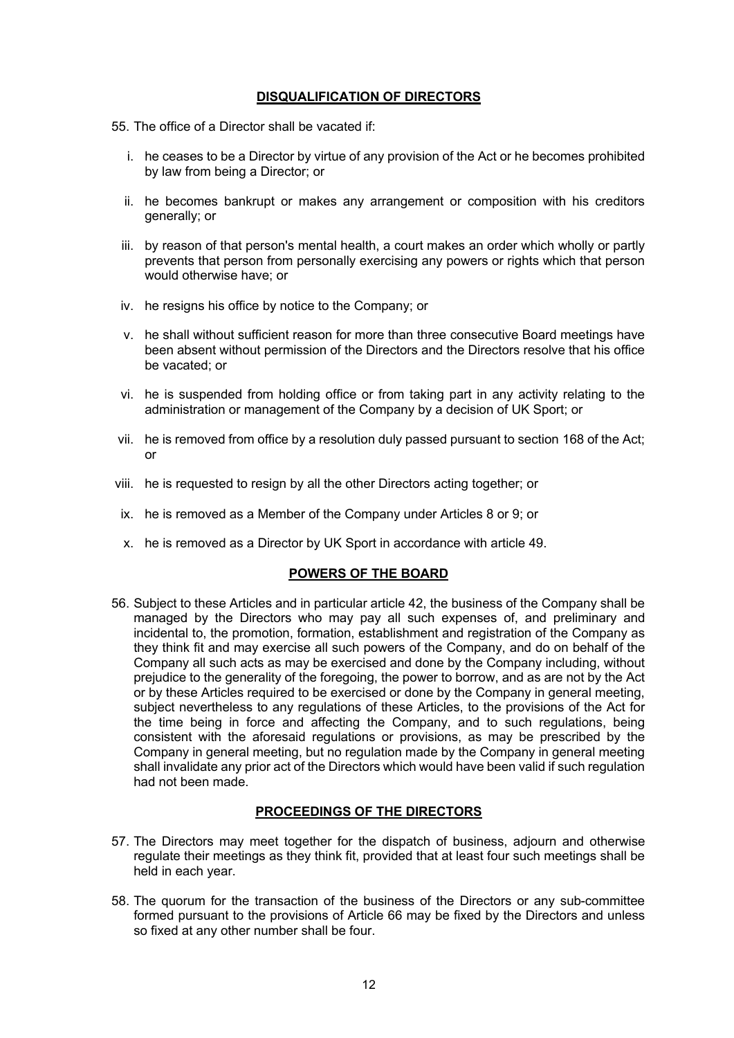## DISQUALIFICATION OF DIRECTORS

55. The office of a Director shall be vacated if:

    i. he ceases to be a Director by virtue of any provision of the Act or he becomes prohibited by law from being a Director; or

    ii. he becomes bankrupt or makes any arrangement or composition with his creditors generally; or

    iii. by reason of that person's mental health, a court makes an order which wholly or partly prevents that person from personally exercising any powers or rights which that person would otherwise have; or

    iv. he resigns his office by notice to the Company; or

    v. he shall without sufficient reason for more than three consecutive Board meetings have been absent without permission of the Directors and the Directors resolve that his office be vacated; or

    vi. he is suspended from holding office or from taking part in any activity relating to the administration or management of the Company by a decision of UK Sport; or

    vii. he is removed from office by a resolution duly passed pursuant to section 168 of the Act; or

    viii. he is requested to resign by all the other Directors acting together; or

    ix. he is removed as a Member of the Company under Articles 8 or 9; or

    x. he is removed as a Director by UK Sport in accordance with article 49.

## POWERS OF THE BOARD

56. Subject to these Articles and in particular article 42, the business of the Company shall be managed by the Directors who may pay all such expenses of, and preliminary and incidental to, the promotion, formation, establishment and registration of the Company as they think fit and may exercise all such powers of the Company, and do on behalf of the Company all such acts as may be exercised and done by the Company including, without prejudice to the generality of the foregoing, the power to borrow, and as are not by the Act or by these Articles required to be exercised or done by the Company in general meeting, subject nevertheless to any regulations of these Articles, to the provisions of the Act for the time being in force and affecting the Company, and to such regulations, being consistent with the aforesaid regulations or provisions, as may be prescribed by the Company in general meeting, but no regulation made by the Company in general meeting shall invalidate any prior act of the Directors which would have been valid if such regulation had not been made.

## PROCEEDINGS OF THE DIRECTORS

57. The Directors may meet together for the dispatch of business, adjourn and otherwise regulate their meetings as they think fit, provided that at least four such meetings shall be held in each year.

58. The quorum for the transaction of the business of the Directors or any sub-committee formed pursuant to the provisions of Article 66 may be fixed by the Directors and unless so fixed at any other number shall be four.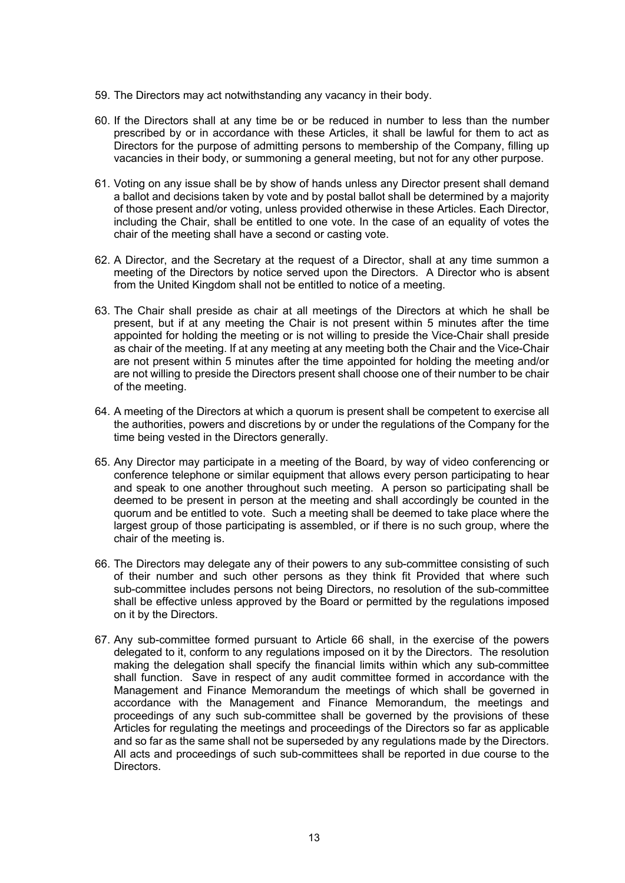59. The Directors may act notwithstanding any vacancy in their body.

60. If the Directors shall at any time be or be reduced in number to less than the number prescribed by or in accordance with these Articles, it shall be lawful for them to act as Directors for the purpose of admitting persons to membership of the Company, filling up vacancies in their body, or summoning a general meeting, but not for any other purpose.

61. Voting on any issue shall be by show of hands unless any Director present shall demand a ballot and decisions taken by vote and by postal ballot shall be determined by a majority of those present and/or voting, unless provided otherwise in these Articles. Each Director, including the Chair, shall be entitled to one vote. In the case of an equality of votes the chair of the meeting shall have a second or casting vote.

62. A Director, and the Secretary at the request of a Director, shall at any time summon a meeting of the Directors by notice served upon the Directors. A Director who is absent from the United Kingdom shall not be entitled to notice of a meeting.

63. The Chair shall preside as chair at all meetings of the Directors at which he shall be present, but if at any meeting the Chair is not present within 5 minutes after the time appointed for holding the meeting or is not willing to preside the Vice-Chair shall preside as chair of the meeting. If at any meeting both the Chair and the Vice-Chair are not present within 5 minutes after the time appointed for holding the meeting and/or are not willing to preside the Directors present shall choose one of their number to be chair of the meeting.

64. A meeting of the Directors at which a quorum is present shall be competent to exercise all the authorities, powers and discretions by or under the regulations of the Company for the time being vested in the Directors generally.

65. Any Director may participate in a meeting of the Board, by way of video conferencing or conference telephone or similar equipment that allows every person participating to hear and speak to one another throughout such meeting. A person so participating shall be deemed to be present in person at the meeting and shall accordingly be counted in the quorum and be entitled to vote. Such a meeting shall be deemed to take place where the largest group of those participating is assembled, or if there is no such group, where the chair of the meeting is.

66. The Directors may delegate any of their powers to any sub-committee consisting of such of their number and such other persons as they think fit Provided that where such sub-committee includes persons not being Directors, no resolution of the sub-committee shall be effective unless approved by the Board or permitted by the regulations imposed on it by the Directors.

67. Any sub-committee formed pursuant to Article 66 shall, in the exercise of the powers delegated to it, conform to any regulations imposed on it by the Directors. The resolution making the delegation shall specify the financial limits within which any sub-committee shall function. Save in respect of any audit committee formed in accordance with the Management and Finance Memorandum the meetings of which shall be governed in accordance with the Management and Finance Memorandum, the meetings and proceedings of any such sub-committee shall be governed by the provisions of these Articles for regulating the meetings and proceedings of the Directors so far as applicable and so far as the same shall not be superseded by any regulations made by the Directors. All acts and proceedings of such sub-committees shall be reported in due course to the Directors.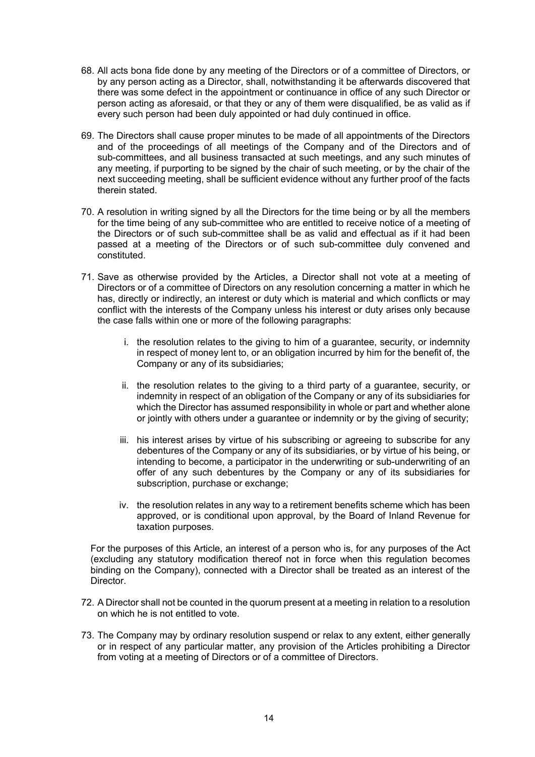68. All acts bona fide done by any meeting of the Directors or of a committee of Directors, or by any person acting as a Director, shall, notwithstanding it be afterwards discovered that there was some defect in the appointment or continuance in office of any such Director or person acting as aforesaid, or that they or any of them were disqualified, be as valid as if every such person had been duly appointed or had duly continued in office.

69. The Directors shall cause proper minutes to be made of all appointments of the Directors and of the proceedings of all meetings of the Company and of the Directors and of sub-committees, and all business transacted at such meetings, and any such minutes of any meeting, if purporting to be signed by the chair of such meeting, or by the chair of the next succeeding meeting, shall be sufficient evidence without any further proof of the facts therein stated.

70. A resolution in writing signed by all the Directors for the time being or by all the members for the time being of any sub-committee who are entitled to receive notice of a meeting of the Directors or of such sub-committee shall be as valid and effectual as if it had been passed at a meeting of the Directors or of such sub-committee duly convened and constituted.

71. Save as otherwise provided by the Articles, a Director shall not vote at a meeting of Directors or of a committee of Directors on any resolution concerning a matter in which he has, directly or indirectly, an interest or duty which is material and which conflicts or may conflict with the interests of the Company unless his interest or duty arises only because the case falls within one or more of the following paragraphs:

    i. the resolution relates to the giving to him of a guarantee, security, or indemnity in respect of money lent to, or an obligation incurred by him for the benefit of, the Company or any of its subsidiaries;

    ii. the resolution relates to the giving to a third party of a guarantee, security, or indemnity in respect of an obligation of the Company or any of its subsidiaries for which the Director has assumed responsibility in whole or part and whether alone or jointly with others under a guarantee or indemnity or by the giving of security;

    iii. his interest arises by virtue of his subscribing or agreeing to subscribe for any debentures of the Company or any of its subsidiaries, or by virtue of his being, or intending to become, a participator in the underwriting or sub-underwriting of an offer of any such debentures by the Company or any of its subsidiaries for subscription, purchase or exchange;

    iv. the resolution relates in any way to a retirement benefits scheme which has been approved, or is conditional upon approval, by the Board of Inland Revenue for taxation purposes.

    For the purposes of this Article, an interest of a person who is, for any purposes of the Act (excluding any statutory modification thereof not in force when this regulation becomes binding on the Company), connected with a Director shall be treated as an interest of the Director.

72. A Director shall not be counted in the quorum present at a meeting in relation to a resolution on which he is not entitled to vote.

73. The Company may by ordinary resolution suspend or relax to any extent, either generally or in respect of any particular matter, any provision of the Articles prohibiting a Director from voting at a meeting of Directors or of a committee of Directors.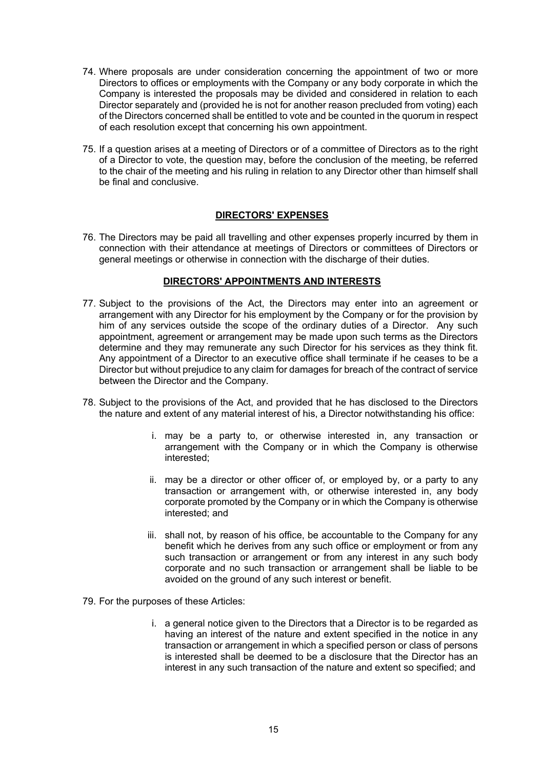74. Where proposals are under consideration concerning the appointment of two or more Directors to offices or employments with the Company or any body corporate in which the Company is interested the proposals may be divided and considered in relation to each Director separately and (provided he is not for another reason precluded from voting) each of the Directors concerned shall be entitled to vote and be counted in the quorum in respect of each resolution except that concerning his own appointment.

75. If a question arises at a meeting of Directors or of a committee of Directors as to the right of a Director to vote, the question may, before the conclusion of the meeting, be referred to the chair of the meeting and his ruling in relation to any Director other than himself shall be final and conclusive.

## DIRECTORS' EXPENSES

76. The Directors may be paid all travelling and other expenses properly incurred by them in connection with their attendance at meetings of Directors or committees of Directors or general meetings or otherwise in connection with the discharge of their duties.

## DIRECTORS' APPOINTMENTS AND INTERESTS

77. Subject to the provisions of the Act, the Directors may enter into an agreement or arrangement with any Director for his employment by the Company or for the provision by him of any services outside the scope of the ordinary duties of a Director. Any such appointment, agreement or arrangement may be made upon such terms as the Directors determine and they may remunerate any such Director for his services as they think fit. Any appointment of a Director to an executive office shall terminate if he ceases to be a Director but without prejudice to any claim for damages for breach of the contract of service between the Director and the Company.

78. Subject to the provisions of the Act, and provided that he has disclosed to the Directors the nature and extent of any material interest of his, a Director notwithstanding his office:

    i. may be a party to, or otherwise interested in, any transaction or arrangement with the Company or in which the Company is otherwise interested;

    ii. may be a director or other officer of, or employed by, or a party to any transaction or arrangement with, or otherwise interested in, any body corporate promoted by the Company or in which the Company is otherwise interested; and

    iii. shall not, by reason of his office, be accountable to the Company for any benefit which he derives from any such office or employment or from any such transaction or arrangement or from any interest in any such body corporate and no such transaction or arrangement shall be liable to be avoided on the ground of any such interest or benefit.

79. For the purposes of these Articles:

    i. a general notice given to the Directors that a Director is to be regarded as having an interest of the nature and extent specified in the notice in any transaction or arrangement in which a specified person or class of persons is interested shall be deemed to be a disclosure that the Director has an interest in any such transaction of the nature and extent so specified; and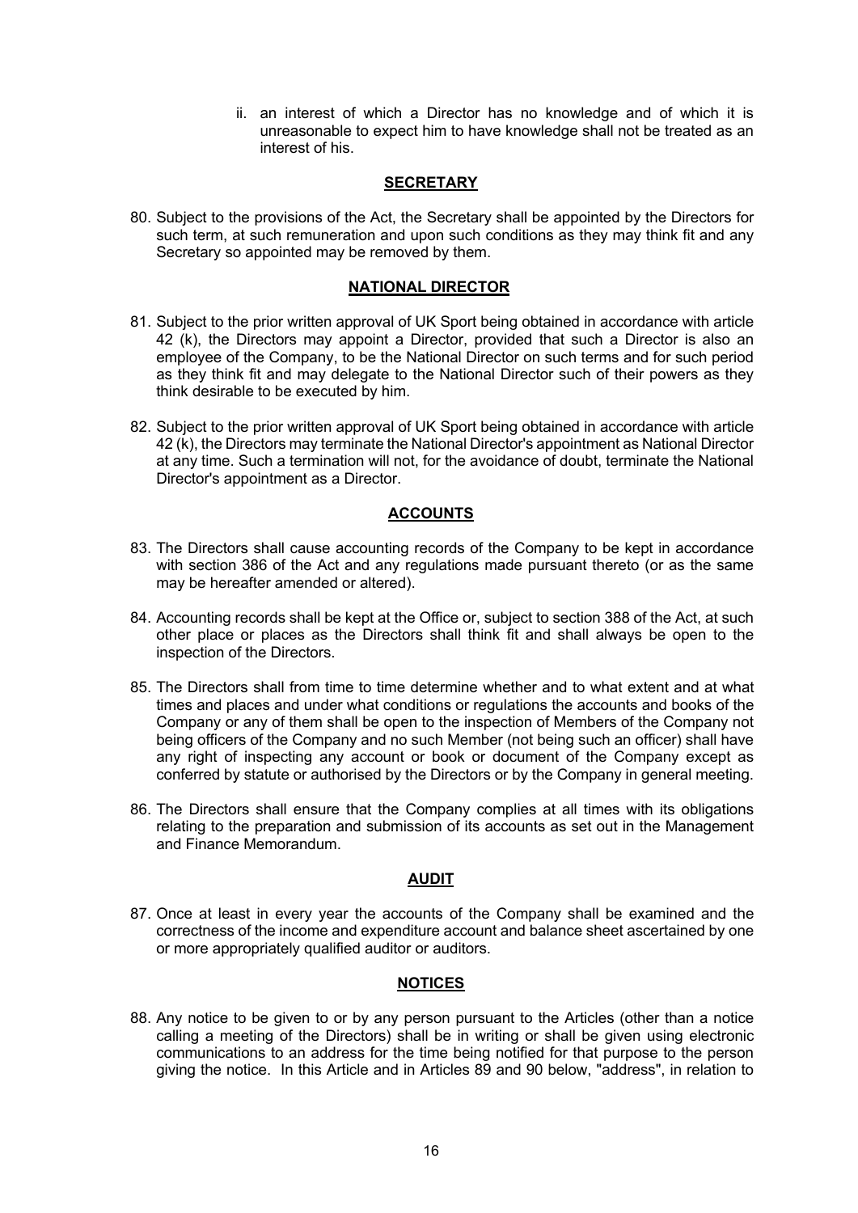ii. an interest of which a Director has no knowledge and of which it is unreasonable to expect him to have knowledge shall not be treated as an interest of his.

## SECRETARY

80. Subject to the provisions of the Act, the Secretary shall be appointed by the Directors for such term, at such remuneration and upon such conditions as they may think fit and any Secretary so appointed may be removed by them.

## NATIONAL DIRECTOR

81. Subject to the prior written approval of UK Sport being obtained in accordance with article 42 (k), the Directors may appoint a Director, provided that such a Director is also an employee of the Company, to be the National Director on such terms and for such period as they think fit and may delegate to the National Director such of their powers as they think desirable to be executed by him.

82. Subject to the prior written approval of UK Sport being obtained in accordance with article 42 (k), the Directors may terminate the National Director's appointment as National Director at any time. Such a termination will not, for the avoidance of doubt, terminate the National Director's appointment as a Director.

## ACCOUNTS

83. The Directors shall cause accounting records of the Company to be kept in accordance with section 386 of the Act and any regulations made pursuant thereto (or as the same may be hereafter amended or altered).

84. Accounting records shall be kept at the Office or, subject to section 388 of the Act, at such other place or places as the Directors shall think fit and shall always be open to the inspection of the Directors.

85. The Directors shall from time to time determine whether and to what extent and at what times and places and under what conditions or regulations the accounts and books of the Company or any of them shall be open to the inspection of Members of the Company not being officers of the Company and no such Member (not being such an officer) shall have any right of inspecting any account or book or document of the Company except as conferred by statute or authorised by the Directors or by the Company in general meeting.

86. The Directors shall ensure that the Company complies at all times with its obligations relating to the preparation and submission of its accounts as set out in the Management and Finance Memorandum.

## AUDIT

87. Once at least in every year the accounts of the Company shall be examined and the correctness of the income and expenditure account and balance sheet ascertained by one or more appropriately qualified auditor or auditors.

## NOTICES

88. Any notice to be given to or by any person pursuant to the Articles (other than a notice calling a meeting of the Directors) shall be in writing or shall be given using electronic communications to an address for the time being notified for that purpose to the person giving the notice. In this Article and in Articles 89 and 90 below, "address", in relation to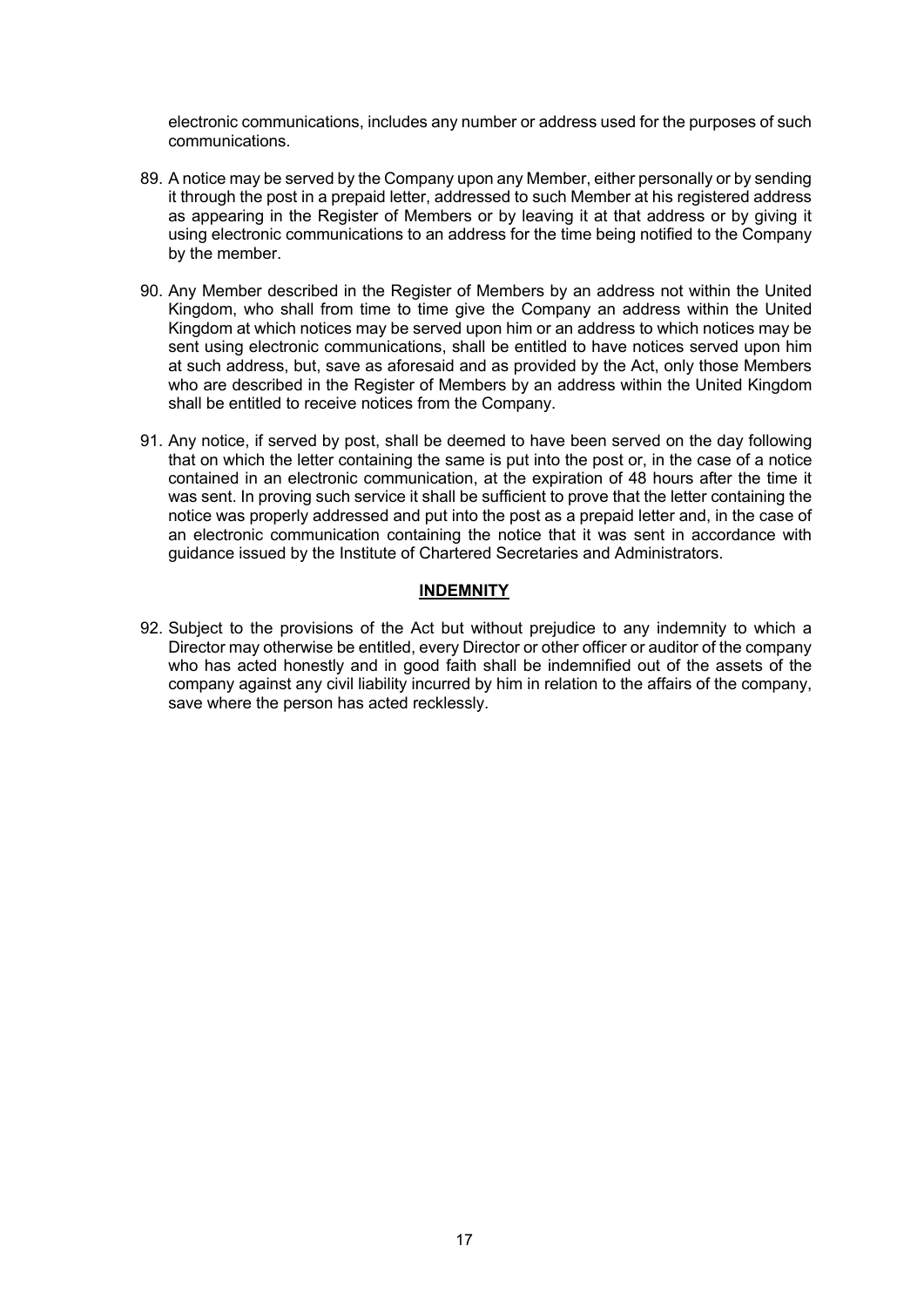electronic communications, includes any number or address used for the purposes of such communications.

89. A notice may be served by the Company upon any Member, either personally or by sending it through the post in a prepaid letter, addressed to such Member at his registered address as appearing in the Register of Members or by leaving it at that address or by giving it using electronic communications to an address for the time being notified to the Company by the member.

90. Any Member described in the Register of Members by an address not within the United Kingdom, who shall from time to time give the Company an address within the United Kingdom at which notices may be served upon him or an address to which notices may be sent using electronic communications, shall be entitled to have notices served upon him at such address, but, save as aforesaid and as provided by the Act, only those Members who are described in the Register of Members by an address within the United Kingdom shall be entitled to receive notices from the Company.

91. Any notice, if served by post, shall be deemed to have been served on the day following that on which the letter containing the same is put into the post or, in the case of a notice contained in an electronic communication, at the expiration of 48 hours after the time it was sent. In proving such service it shall be sufficient to prove that the letter containing the notice was properly addressed and put into the post as a prepaid letter and, in the case of an electronic communication containing the notice that it was sent in accordance with guidance issued by the Institute of Chartered Secretaries and Administrators.

## INDEMNITY

92. Subject to the provisions of the Act but without prejudice to any indemnity to which a Director may otherwise be entitled, every Director or other officer or auditor of the company who has acted honestly and in good faith shall be indemnified out of the assets of the company against any civil liability incurred by him in relation to the affairs of the company, save where the person has acted recklessly.